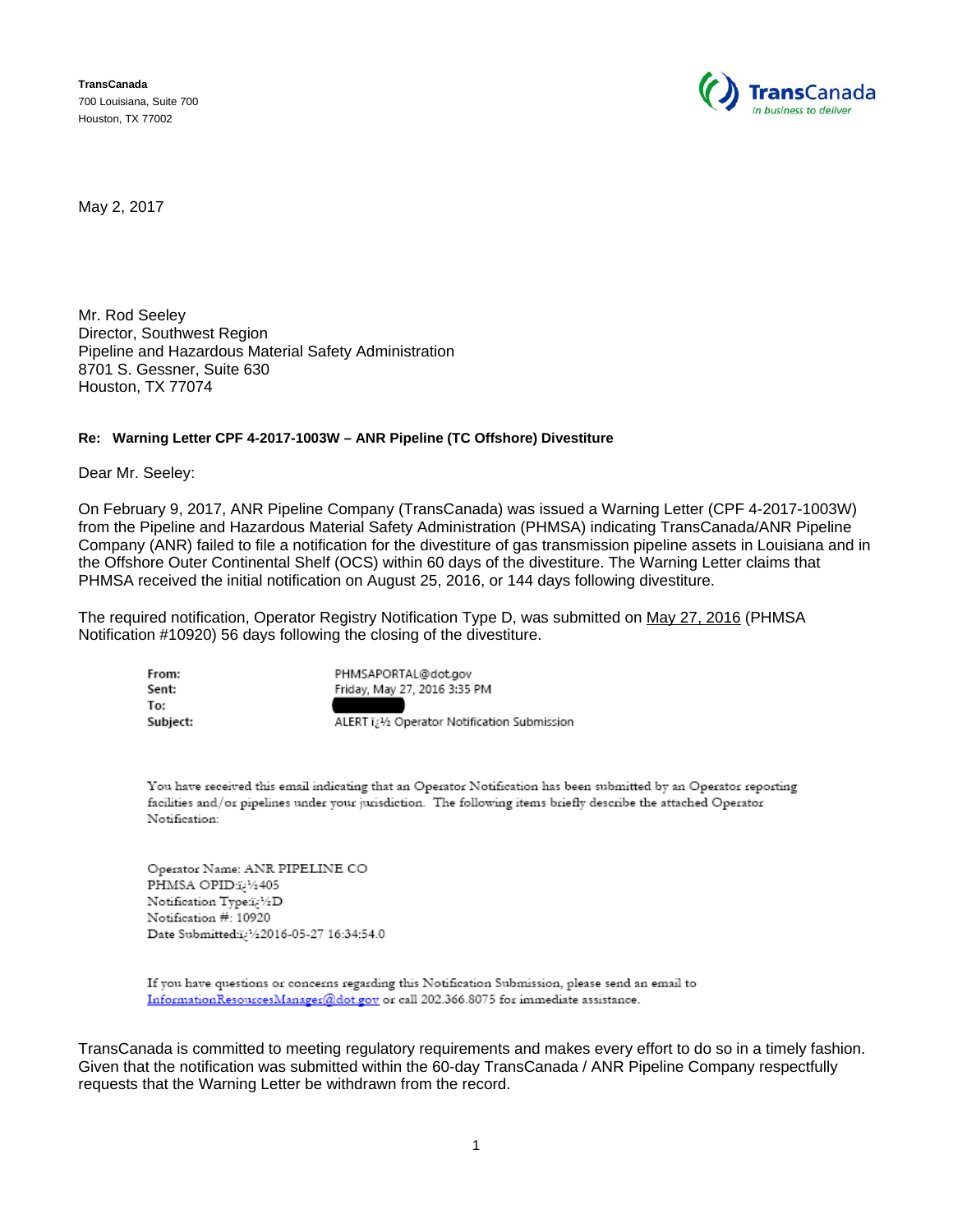**TransCanada**
700 Louisiana, Suite 700
Houston, TX 77002

TransCanada
*In business to deliver*

May 2, 2017

Mr. Rod Seeley
Director, Southwest Region
Pipeline and Hazardous Material Safety Administration
8701 S. Gessner, Suite 630
Houston, TX 77074

**Re: Warning Letter CPF 4-2017-1003W – ANR Pipeline (TC Offshore) Divestiture**

Dear Mr. Seeley:

On February 9, 2017, ANR Pipeline Company (TransCanada) was issued a Warning Letter (CPF 4-2017-1003W) from the Pipeline and Hazardous Material Safety Administration (PHMSA) indicating TransCanada/ANR Pipeline Company (ANR) failed to file a notification for the divestiture of gas transmission pipeline assets in Louisiana and in the Offshore Outer Continental Shelf (OCS) within 60 days of the divestiture. The Warning Letter claims that PHMSA received the initial notification on August 25, 2016, or 144 days following divestiture.

The required notification, Operator Registry Notification Type D, was submitted on <u>May 27, 2016</u> (PHMSA Notification #10920) 56 days following the closing of the divestiture.

| | |
|---|---|
| **From:** | PHMSAPORTAL@dot.gov |
| **Sent:** | Friday, May 27, 2016 3:35 PM |
| **To:** | [redacted] |
| **Subject:** | ALERT ï¿½ Operator Notification Submission |

You have received this email indicating that an Operator Notification has been submitted by an Operator reporting facilities and/or pipelines under your jurisdiction. The following items briefly describe the attached Operator Notification:

Operator Name: ANR PIPELINE CO
PHMSA OPID:ï¿½405
Notification Type:ï¿½D
Notification #: 10920
Date Submitted:ï¿½2016-05-27 16:34:54.0

If you have questions or concerns regarding this Notification Submission, please send an email to InformationResourcesManager@dot.gov or call 202.366.8075 for immediate assistance.

TransCanada is committed to meeting regulatory requirements and makes every effort to do so in a timely fashion. Given that the notification was submitted within the 60-day TransCanada / ANR Pipeline Company respectfully requests that the Warning Letter be withdrawn from the record.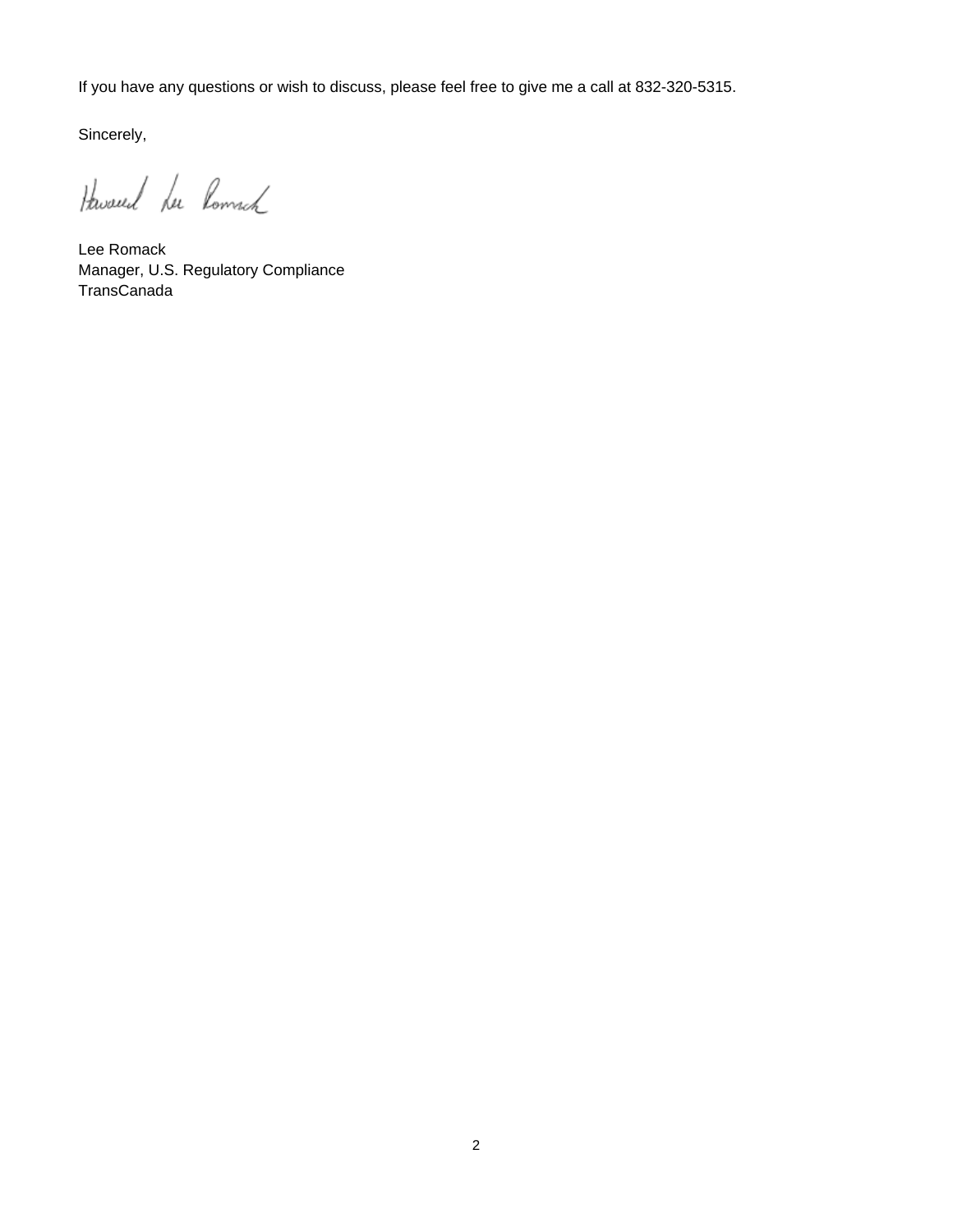If you have any questions or wish to discuss, please feel free to give me a call at 832-320-5315.

Sincerely,

Howard Lee Romack

Lee Romack
Manager, U.S. Regulatory Compliance
TransCanada